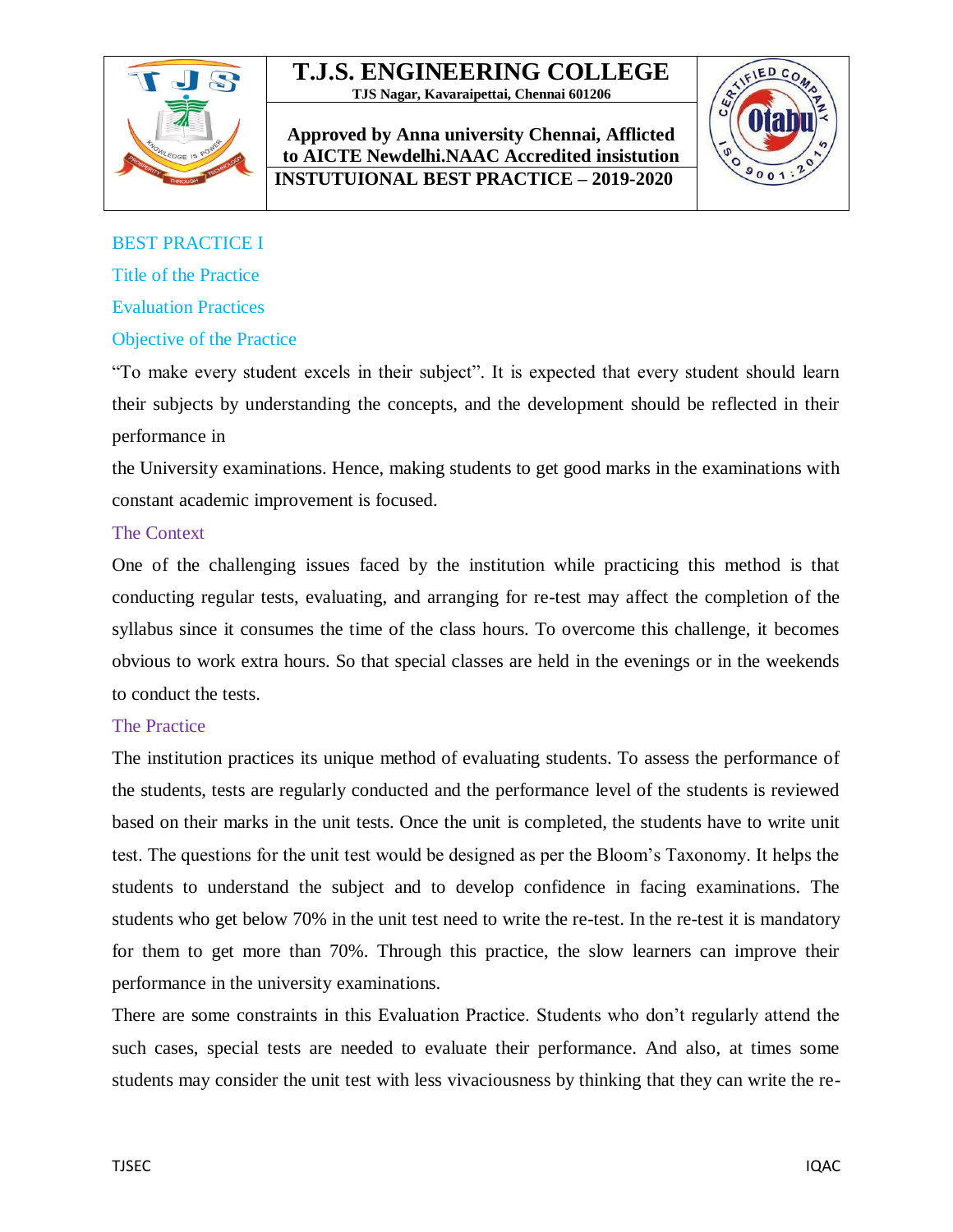# T.J.S. ENGINEERING COLLEGE

**TJS Nagar, Kavaraipettai, Chennai 601206**

**Approved by Anna university Chennai, Afflicted to AICTE Newdelhi.NAAC Accredited insistution**

**INSTUTUIONAL BEST PRACTICE – 2019-2020**

## BEST PRACTICE I

### Title of the Practice

Evaluation Practices

### Objective of the Practice

"To make every student excels in their subject". It is expected that every student should learn their subjects by understanding the concepts, and the development should be reflected in their performance in

the University examinations. Hence, making students to get good marks in the examinations with constant academic improvement is focused.

### The Context

One of the challenging issues faced by the institution while practicing this method is that conducting regular tests, evaluating, and arranging for re-test may affect the completion of the syllabus since it consumes the time of the class hours. To overcome this challenge, it becomes obvious to work extra hours. So that special classes are held in the evenings or in the weekends to conduct the tests.

### The Practice

The institution practices its unique method of evaluating students. To assess the performance of the students, tests are regularly conducted and the performance level of the students is reviewed based on their marks in the unit tests. Once the unit is completed, the students have to write unit test. The questions for the unit test would be designed as per the Bloom's Taxonomy. It helps the students to understand the subject and to develop confidence in facing examinations. The students who get below 70% in the unit test need to write the re-test. In the re-test it is mandatory for them to get more than 70%. Through this practice, the slow learners can improve their performance in the university examinations.

There are some constraints in this Evaluation Practice. Students who don't regularly attend the such cases, special tests are needed to evaluate their performance. And also, at times some students may consider the unit test with less vivaciousness by thinking that they can write the re-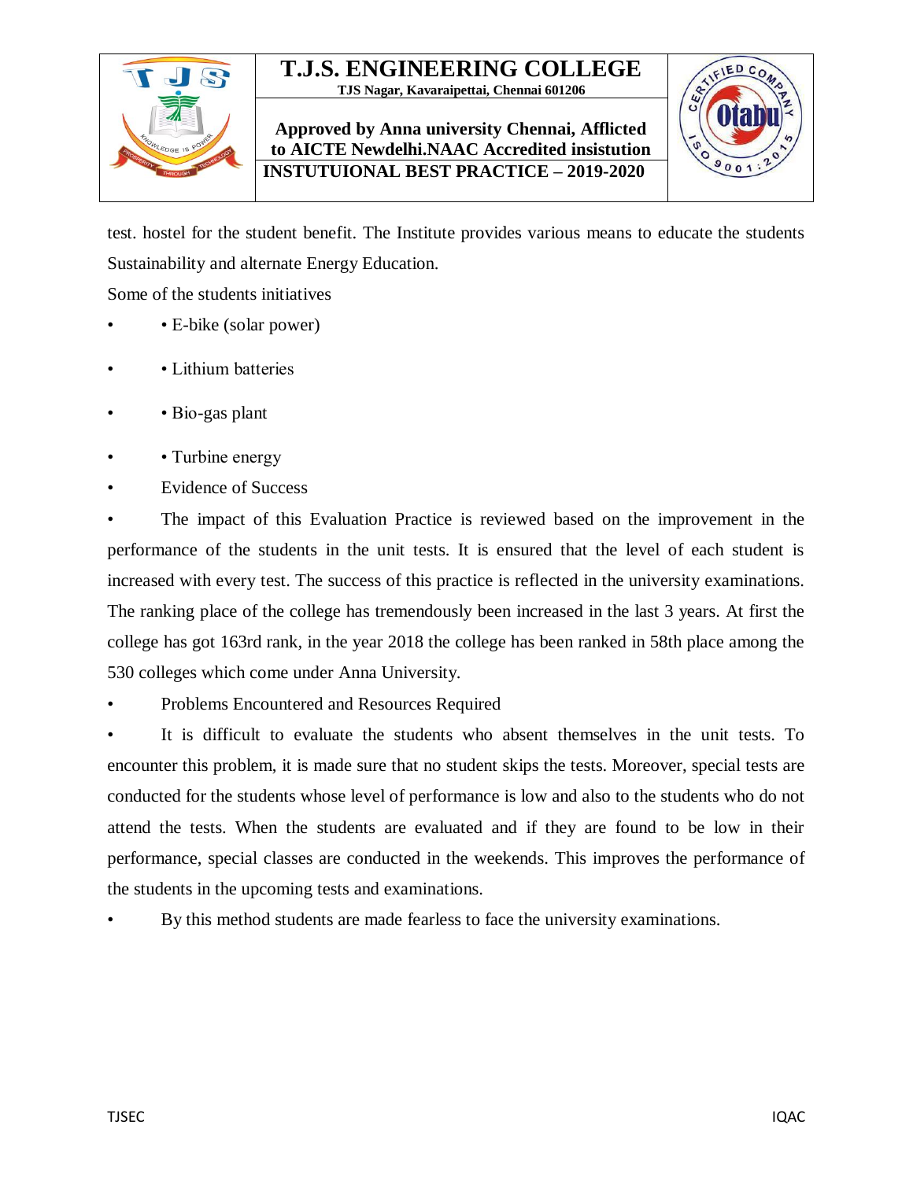test. hostel for the student benefit. The Institute provides various means to educate the students Sustainability and alternate Energy Education.

Some of the students initiatives

- • E-bike (solar power)
- • Lithium batteries
- • Bio-gas plant
- • Turbine energy
- Evidence of Success
- The impact of this Evaluation Practice is reviewed based on the improvement in the performance of the students in the unit tests. It is ensured that the level of each student is increased with every test. The success of this practice is reflected in the university examinations. The ranking place of the college has tremendously been increased in the last 3 years. At first the college has got 163rd rank, in the year 2018 the college has been ranked in 58th place among the 530 colleges which come under Anna University.
- Problems Encountered and Resources Required
- It is difficult to evaluate the students who absent themselves in the unit tests. To encounter this problem, it is made sure that no student skips the tests. Moreover, special tests are conducted for the students whose level of performance is low and also to the students who do not attend the tests. When the students are evaluated and if they are found to be low in their performance, special classes are conducted in the weekends. This improves the performance of the students in the upcoming tests and examinations.
- By this method students are made fearless to face the university examinations.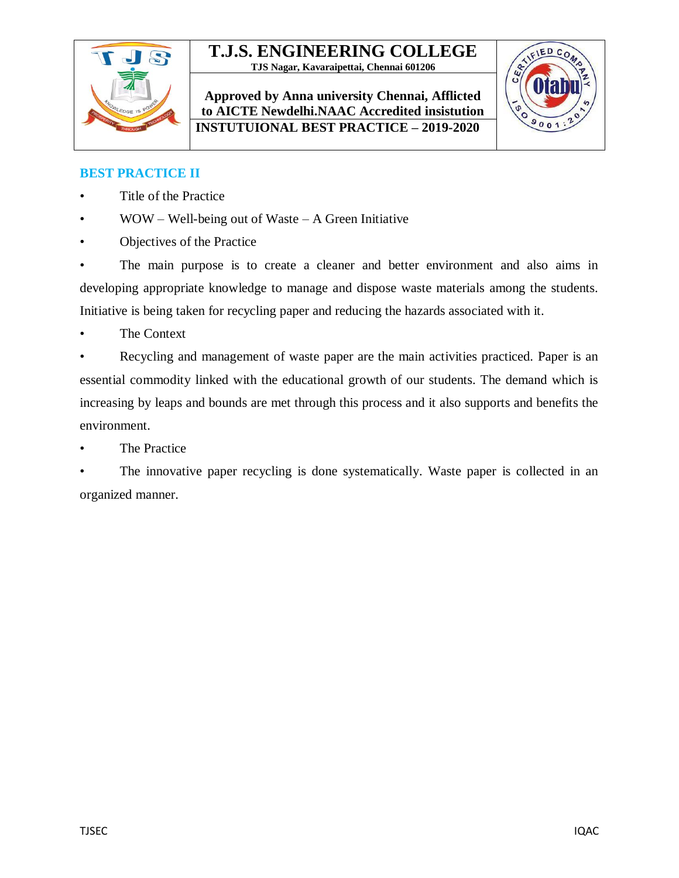# T.J.S. ENGINEERING COLLEGE

**TJS Nagar, Kavaraipettai, Chennai 601206**

**Approved by Anna university Chennai, Afflicted to AICTE Newdelhi.NAAC Accredited insistution**

**INSTUTUIONAL BEST PRACTICE – 2019-2020**

## BEST PRACTICE II

- Title of the Practice
- WOW – Well-being out of Waste – A Green Initiative
- Objectives of the Practice
- The main purpose is to create a cleaner and better environment and also aims in developing appropriate knowledge to manage and dispose waste materials among the students. Initiative is being taken for recycling paper and reducing the hazards associated with it.
- The Context
- Recycling and management of waste paper are the main activities practiced. Paper is an essential commodity linked with the educational growth of our students. The demand which is increasing by leaps and bounds are met through this process and it also supports and benefits the environment.
- The Practice
- The innovative paper recycling is done systematically. Waste paper is collected in an organized manner.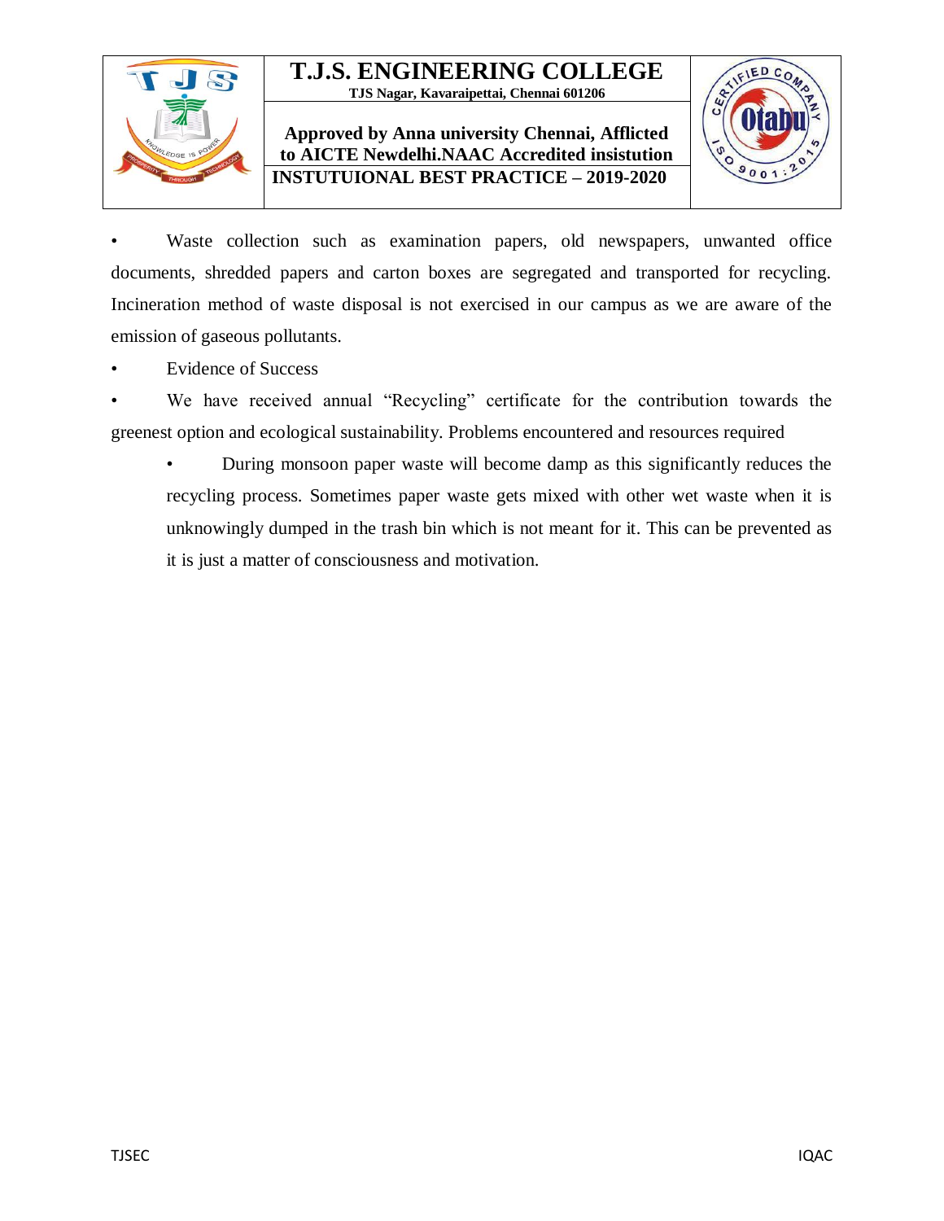- Waste collection such as examination papers, old newspapers, unwanted office documents, shredded papers and carton boxes are segregated and transported for recycling. Incineration method of waste disposal is not exercised in our campus as we are aware of the emission of gaseous pollutants.
- Evidence of Success
- We have received annual "Recycling" certificate for the contribution towards the greenest option and ecological sustainability. Problems encountered and resources required
  - During monsoon paper waste will become damp as this significantly reduces the recycling process. Sometimes paper waste gets mixed with other wet waste when it is unknowingly dumped in the trash bin which is not meant for it. This can be prevented as it is just a matter of consciousness and motivation.